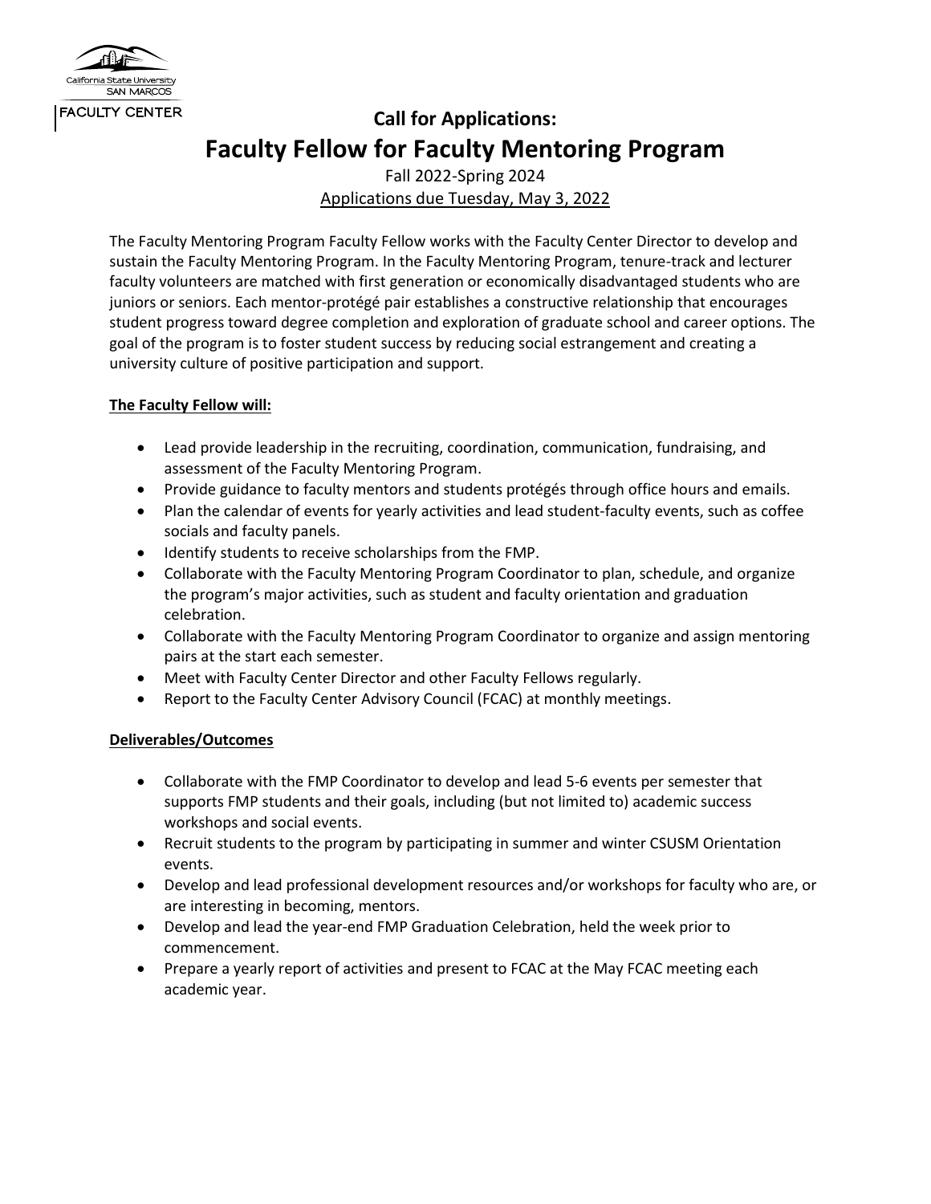California State University SAN MARCOS

FACULTY CENTER

## Call for Applications:

# Faculty Fellow for Faculty Mentoring Program

Fall 2022-Spring 2024

Applications due Tuesday, May 3, 2022

The Faculty Mentoring Program Faculty Fellow works with the Faculty Center Director to develop and sustain the Faculty Mentoring Program. In the Faculty Mentoring Program, tenure-track and lecturer faculty volunteers are matched with first generation or economically disadvantaged students who are juniors or seniors. Each mentor-protégé pair establishes a constructive relationship that encourages student progress toward degree completion and exploration of graduate school and career options. The goal of the program is to foster student success by reducing social estrangement and creating a university culture of positive participation and support.

**The Faculty Fellow will:**

- Lead provide leadership in the recruiting, coordination, communication, fundraising, and assessment of the Faculty Mentoring Program.
- Provide guidance to faculty mentors and students protégés through office hours and emails.
- Plan the calendar of events for yearly activities and lead student-faculty events, such as coffee socials and faculty panels.
- Identify students to receive scholarships from the FMP.
- Collaborate with the Faculty Mentoring Program Coordinator to plan, schedule, and organize the program's major activities, such as student and faculty orientation and graduation celebration.
- Collaborate with the Faculty Mentoring Program Coordinator to organize and assign mentoring pairs at the start each semester.
- Meet with Faculty Center Director and other Faculty Fellows regularly.
- Report to the Faculty Center Advisory Council (FCAC) at monthly meetings.

**Deliverables/Outcomes**

- Collaborate with the FMP Coordinator to develop and lead 5-6 events per semester that supports FMP students and their goals, including (but not limited to) academic success workshops and social events.
- Recruit students to the program by participating in summer and winter CSUSM Orientation events.
- Develop and lead professional development resources and/or workshops for faculty who are, or are interesting in becoming, mentors.
- Develop and lead the year-end FMP Graduation Celebration, held the week prior to commencement.
- Prepare a yearly report of activities and present to FCAC at the May FCAC meeting each academic year.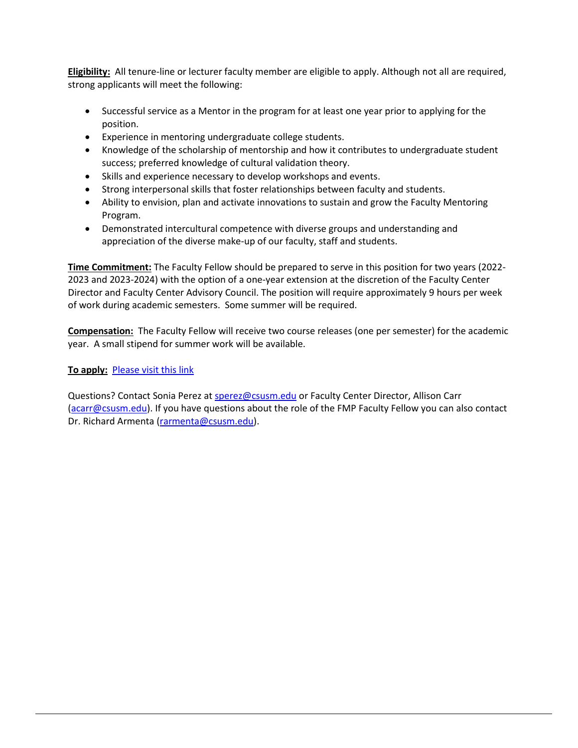**Eligibility:** All tenure-line or lecturer faculty member are eligible to apply. Although not all are required, strong applicants will meet the following:

- Successful service as a Mentor in the program for at least one year prior to applying for the position.
- Experience in mentoring undergraduate college students.
- Knowledge of the scholarship of mentorship and how it contributes to undergraduate student success; preferred knowledge of cultural validation theory.
- Skills and experience necessary to develop workshops and events.
- Strong interpersonal skills that foster relationships between faculty and students.
- Ability to envision, plan and activate innovations to sustain and grow the Faculty Mentoring Program.
- Demonstrated intercultural competence with diverse groups and understanding and appreciation of the diverse make-up of our faculty, staff and students.

**Time Commitment:** The Faculty Fellow should be prepared to serve in this position for two years (2022-2023 and 2023-2024) with the option of a one-year extension at the discretion of the Faculty Center Director and Faculty Center Advisory Council. The position will require approximately 9 hours per week of work during academic semesters. Some summer will be required.

**Compensation:** The Faculty Fellow will receive two course releases (one per semester) for the academic year. A small stipend for summer work will be available.

**To apply:** Please visit this link

Questions? Contact Sonia Perez at sperez@csusm.edu or Faculty Center Director, Allison Carr (acarr@csusm.edu). If you have questions about the role of the FMP Faculty Fellow you can also contact Dr. Richard Armenta (rarmenta@csusm.edu).